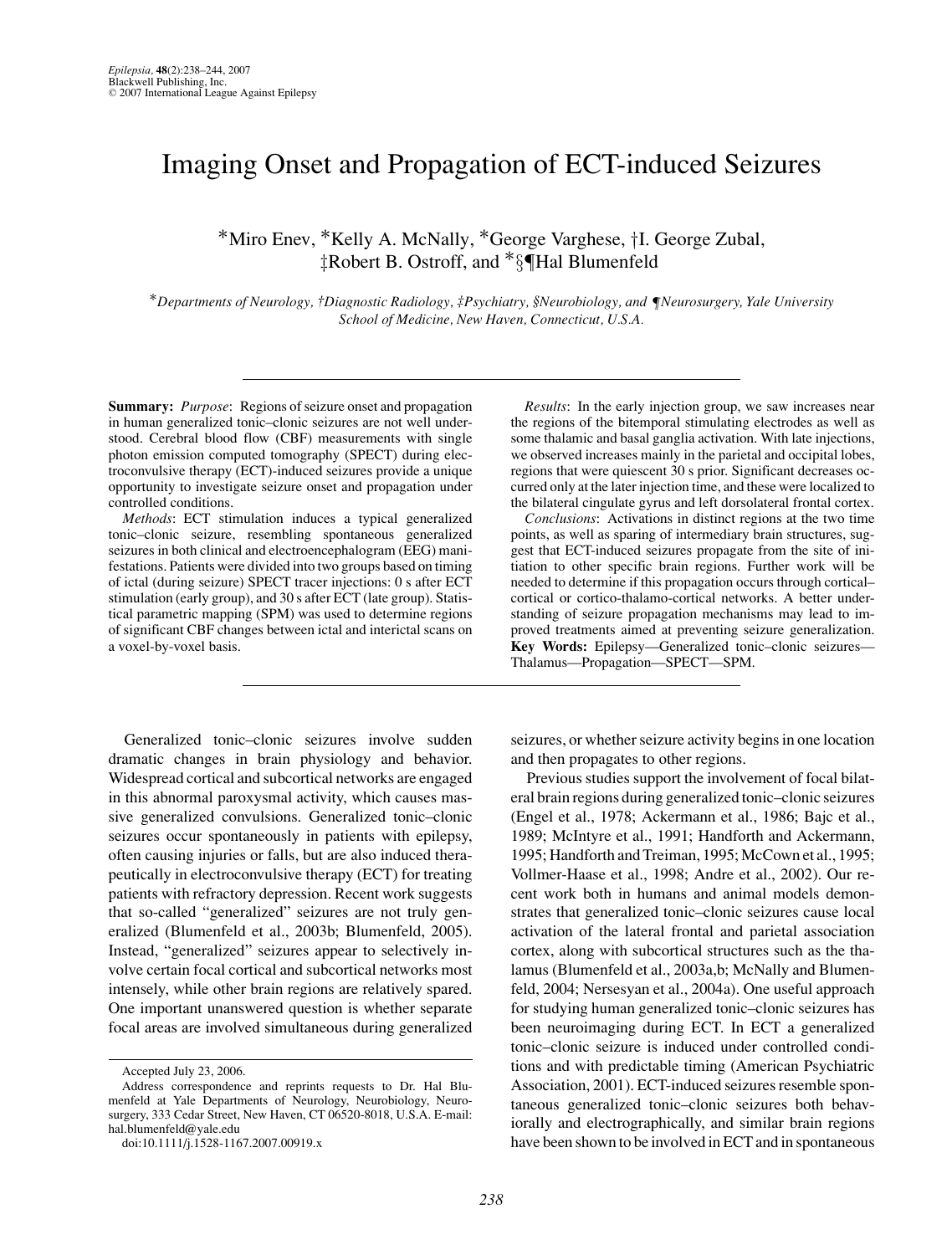# Imaging Onset and Propagation of ECT-induced Seizures

*Miro Enev, *Kelly A. McNally, *George Varghese, †I. George Zubal, ‡Robert B. Ostroff, and *§¶Hal Blumenfeld

*Departments of Neurology, †Diagnostic Radiology, ‡Psychiatry, §Neurobiology, and ¶Neurosurgery, Yale University School of Medicine, New Haven, Connecticut, U.S.A.*

---

**Summary:** *Purpose*: Regions of seizure onset and propagation in human generalized tonic–clonic seizures are not well understood. Cerebral blood flow (CBF) measurements with single photon emission computed tomography (SPECT) during electroconvulsive therapy (ECT)-induced seizures provide a unique opportunity to investigate seizure onset and propagation under controlled conditions.

*Methods*: ECT stimulation induces a typical generalized tonic–clonic seizure, resembling spontaneous generalized seizures in both clinical and electroencephalogram (EEG) manifestations. Patients were divided into two groups based on timing of ictal (during seizure) SPECT tracer injections: 0 s after ECT stimulation (early group), and 30 s after ECT (late group). Statistical parametric mapping (SPM) was used to determine regions of significant CBF changes between ictal and interictal scans on a voxel-by-voxel basis.

*Results*: In the early injection group, we saw increases near the regions of the bitemporal stimulating electrodes as well as some thalamic and basal ganglia activation. With late injections, we observed increases mainly in the parietal and occipital lobes, regions that were quiescent 30 s prior. Significant decreases occurred only at the later injection time, and these were localized to the bilateral cingulate gyrus and left dorsolateral frontal cortex.

*Conclusions*: Activations in distinct regions at the two time points, as well as sparing of intermediary brain structures, suggest that ECT-induced seizures propagate from the site of initiation to other specific brain regions. Further work will be needed to determine if this propagation occurs through cortical–cortical or cortico-thalamo-cortical networks. A better understanding of seizure propagation mechanisms may lead to improved treatments aimed at preventing seizure generalization. **Key Words:** Epilepsy—Generalized tonic–clonic seizures—Thalamus—Propagation—SPECT—SPM.

---

Generalized tonic–clonic seizures involve sudden dramatic changes in brain physiology and behavior. Widespread cortical and subcortical networks are engaged in this abnormal paroxysmal activity, which causes massive generalized convulsions. Generalized tonic–clonic seizures occur spontaneously in patients with epilepsy, often causing injuries or falls, but are also induced therapeutically in electroconvulsive therapy (ECT) for treating patients with refractory depression. Recent work suggests that so-called "generalized" seizures are not truly generalized (Blumenfeld et al., 2003b; Blumenfeld, 2005). Instead, "generalized" seizures appear to selectively involve certain focal cortical and subcortical networks most intensely, while other brain regions are relatively spared. One important unanswered question is whether separate focal areas are involved simultaneous during generalized seizures, or whether seizure activity begins in one location and then propagates to other regions.

Previous studies support the involvement of focal bilateral brain regions during generalized tonic–clonic seizures (Engel et al., 1978; Ackermann et al., 1986; Bajc et al., 1989; McIntyre et al., 1991; Handforth and Ackermann, 1995; Handforth and Treiman, 1995; McCown et al., 1995; Vollmer-Haase et al., 1998; Andre et al., 2002). Our recent work both in humans and animal models demonstrates that generalized tonic–clonic seizures cause local activation of the lateral frontal and parietal association cortex, along with subcortical structures such as the thalamus (Blumenfeld et al., 2003a,b; McNally and Blumenfeld, 2004; Nersesyan et al., 2004a). One useful approach for studying human generalized tonic–clonic seizures has been neuroimaging during ECT. In ECT a generalized tonic–clonic seizure is induced under controlled conditions and with predictable timing (American Psychiatric Association, 2001). ECT-induced seizures resemble spontaneous generalized tonic–clonic seizures both behaviorally and electrographically, and similar brain regions have been shown to be involved in ECT and in spontaneous

---

Accepted July 23, 2006.

Address correspondence and reprints requests to Dr. Hal Blumenfeld at Yale Departments of Neurology, Neurobiology, Neurosurgery, 333 Cedar Street, New Haven, CT 06520-8018, U.S.A. E-mail: hal.blumenfeld@yale.edu

doi:10.1111/j.1528-1167.2007.00919.x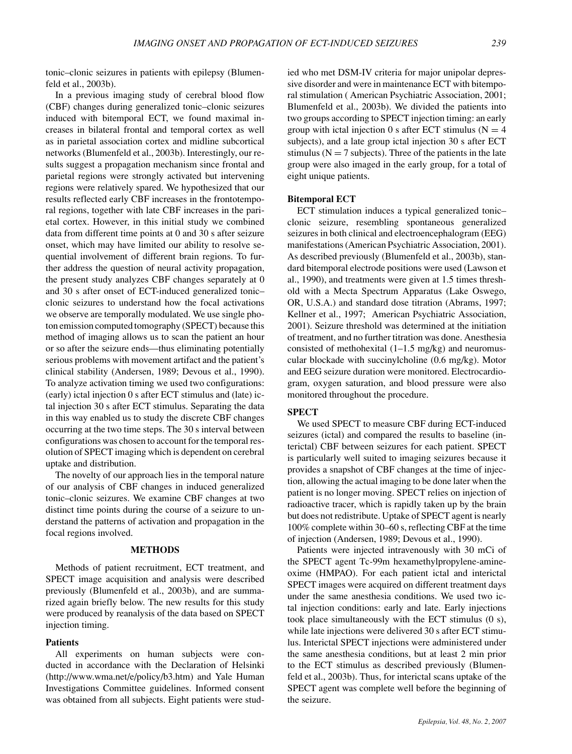tonic–clonic seizures in patients with epilepsy (Blumenfeld et al., 2003b).

In a previous imaging study of cerebral blood flow (CBF) changes during generalized tonic–clonic seizures induced with bitemporal ECT, we found maximal increases in bilateral frontal and temporal cortex as well as in parietal association cortex and midline subcortical networks (Blumenfeld et al., 2003b). Interestingly, our results suggest a propagation mechanism since frontal and parietal regions were strongly activated but intervening regions were relatively spared. We hypothesized that our results reflected early CBF increases in the frontotemporal regions, together with late CBF increases in the parietal cortex. However, in this initial study we combined data from different time points at 0 and 30 s after seizure onset, which may have limited our ability to resolve sequential involvement of different brain regions. To further address the question of neural activity propagation, the present study analyzes CBF changes separately at 0 and 30 s after onset of ECT-induced generalized tonic–clonic seizures to understand how the focal activations we observe are temporally modulated. We use single photon emission computed tomography (SPECT) because this method of imaging allows us to scan the patient an hour or so after the seizure ends—thus eliminating potentially serious problems with movement artifact and the patient's clinical stability (Andersen, 1989; Devous et al., 1990). To analyze activation timing we used two configurations: (early) ictal injection 0 s after ECT stimulus and (late) ictal injection 30 s after ECT stimulus. Separating the data in this way enabled us to study the discrete CBF changes occurring at the two time steps. The 30 s interval between configurations was chosen to account for the temporal resolution of SPECT imaging which is dependent on cerebral uptake and distribution.

The novelty of our approach lies in the temporal nature of our analysis of CBF changes in induced generalized tonic–clonic seizures. We examine CBF changes at two distinct time points during the course of a seizure to understand the patterns of activation and propagation in the focal regions involved.

## METHODS

Methods of patient recruitment, ECT treatment, and SPECT image acquisition and analysis were described previously (Blumenfeld et al., 2003b), and are summarized again briefly below. The new results for this study were produced by reanalysis of the data based on SPECT injection timing.

### Patients

All experiments on human subjects were conducted in accordance with the Declaration of Helsinki (http://www.wma.net/e/policy/b3.htm) and Yale Human Investigations Committee guidelines. Informed consent was obtained from all subjects. Eight patients were studied who met DSM-IV criteria for major unipolar depressive disorder and were in maintenance ECT with bitemporal stimulation ( American Psychiatric Association, 2001; Blumenfeld et al., 2003b). We divided the patients into two groups according to SPECT injection timing: an early group with ictal injection 0 s after ECT stimulus ($N = 4$ subjects), and a late group ictal injection 30 s after ECT stimulus ($N = 7$ subjects). Three of the patients in the late group were also imaged in the early group, for a total of eight unique patients.

### Bitemporal ECT

ECT stimulation induces a typical generalized tonic–clonic seizure, resembling spontaneous generalized seizures in both clinical and electroencephalogram (EEG) manifestations (American Psychiatric Association, 2001). As described previously (Blumenfeld et al., 2003b), standard bitemporal electrode positions were used (Lawson et al., 1990), and treatments were given at 1.5 times threshold with a Mecta Spectrum Apparatus (Lake Oswego, OR, U.S.A.) and standard dose titration (Abrams, 1997; Kellner et al., 1997; American Psychiatric Association, 2001). Seizure threshold was determined at the initiation of treatment, and no further titration was done. Anesthesia consisted of methohexital (1–1.5 mg/kg) and neuromuscular blockade with succinylcholine (0.6 mg/kg). Motor and EEG seizure duration were monitored. Electrocardiogram, oxygen saturation, and blood pressure were also monitored throughout the procedure.

### SPECT

We used SPECT to measure CBF during ECT-induced seizures (ictal) and compared the results to baseline (interictal) CBF between seizures for each patient. SPECT is particularly well suited to imaging seizures because it provides a snapshot of CBF changes at the time of injection, allowing the actual imaging to be done later when the patient is no longer moving. SPECT relies on injection of radioactive tracer, which is rapidly taken up by the brain but does not redistribute. Uptake of SPECT agent is nearly 100% complete within 30–60 s, reflecting CBF at the time of injection (Andersen, 1989; Devous et al., 1990).

Patients were injected intravenously with 30 mCi of the SPECT agent Tc-99m hexamethylpropylene-amine-oxime (HMPAO). For each patient ictal and interictal SPECT images were acquired on different treatment days under the same anesthesia conditions. We used two ictal injection conditions: early and late. Early injections took place simultaneously with the ECT stimulus (0 s), while late injections were delivered 30 s after ECT stimulus. Interictal SPECT injections were administered under the same anesthesia conditions, but at least 2 min prior to the ECT stimulus as described previously (Blumenfeld et al., 2003b). Thus, for interictal scans uptake of the SPECT agent was complete well before the beginning of the seizure.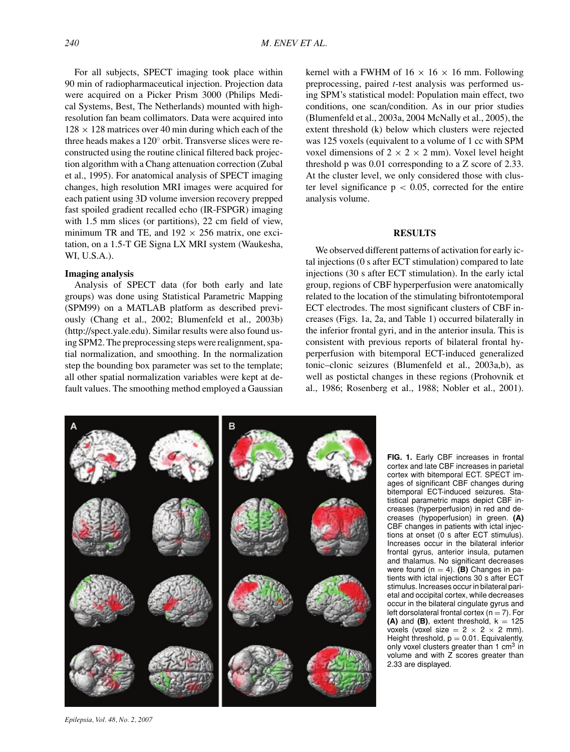For all subjects, SPECT imaging took place within 90 min of radiopharmaceutical injection. Projection data were acquired on a Picker Prism 3000 (Philips Medical Systems, Best, The Netherlands) mounted with high-resolution fan beam collimators. Data were acquired into $128 \times 128$ matrices over 40 min during which each of the three heads makes a 120° orbit. Transverse slices were reconstructed using the routine clinical filtered back projection algorithm with a Chang attenuation correction (Zubal et al., 1995). For anatomical analysis of SPECT imaging changes, high resolution MRI images were acquired for each patient using 3D volume inversion recovery prepped fast spoiled gradient recalled echo (IR-FSPGR) imaging with 1.5 mm slices (or partitions), 22 cm field of view, minimum TR and TE, and $192 \times 256$ matrix, one excitation, on a 1.5-T GE Signa LX MRI system (Waukesha, WI, U.S.A.).

### Imaging analysis

Analysis of SPECT data (for both early and late groups) was done using Statistical Parametric Mapping (SPM99) on a MATLAB platform as described previously (Chang et al., 2002; Blumenfeld et al., 2003b) (http://spect.yale.edu). Similar results were also found using SPM2. The preprocessing steps were realignment, spatial normalization, and smoothing. In the normalization step the bounding box parameter was set to the template; all other spatial normalization variables were kept at default values. The smoothing method employed a Gaussian kernel with a FWHM of $16 \times 16 \times 16$ mm. Following preprocessing, paired *t*-test analysis was performed using SPM's statistical model: Population main effect, two conditions, one scan/condition. As in our prior studies (Blumenfeld et al., 2003a, 2004 McNally et al., 2005), the extent threshold (k) below which clusters were rejected was 125 voxels (equivalent to a volume of 1 cc with SPM voxel dimensions of $2 \times 2 \times 2$ mm). Voxel level height threshold p was 0.01 corresponding to a Z score of 2.33. At the cluster level, we only considered those with cluster level significance $p < 0.05$, corrected for the entire analysis volume.

## RESULTS

We observed different patterns of activation for early ictal injections (0 s after ECT stimulation) compared to late injections (30 s after ECT stimulation). In the early ictal group, regions of CBF hyperperfusion were anatomically related to the location of the stimulating bifrontotemporal ECT electrodes. The most significant clusters of CBF increases (Figs. 1a, 2a, and Table 1) occurred bilaterally in the inferior frontal gyri, and in the anterior insula. This is consistent with previous reports of bilateral frontal hyperperfusion with bitemporal ECT-induced generalized tonic–clonic seizures (Blumenfeld et al., 2003a,b), as well as postictal changes in these regions (Prohovnik et al., 1986; Rosenberg et al., 1988; Nobler et al., 2001).

**FIG. 1.** Early CBF increases in frontal cortex and late CBF increases in parietal cortex with bitemporal ECT. SPECT images of significant CBF changes during bitemporal ECT-induced seizures. Statistical parametric maps depict CBF increases (hyperperfusion) in red and decreases (hypoperfusion) in green. **(A)** CBF changes in patients with ictal injections at onset (0 s after ECT stimulus). Increases occur in the bilateral inferior frontal gyrus, anterior insula, putamen and thalamus. No significant decreases were found ($n = 4$). **(B)** Changes in patients with ictal injections 30 s after ECT stimulus. Increases occur in bilateral parietal and occipital cortex, while decreases occur in the bilateral cingulate gyrus and left dorsolateral frontal cortex ($n = 7$). For **(A)** and **(B)**, extent threshold, $k = 125$ voxels (voxel size $= 2 \times 2 \times 2$ mm). Height threshold, $p = 0.01$. Equivalently, only voxel clusters greater than 1 $cm^3$ in volume and with Z scores greater than 2.33 are displayed.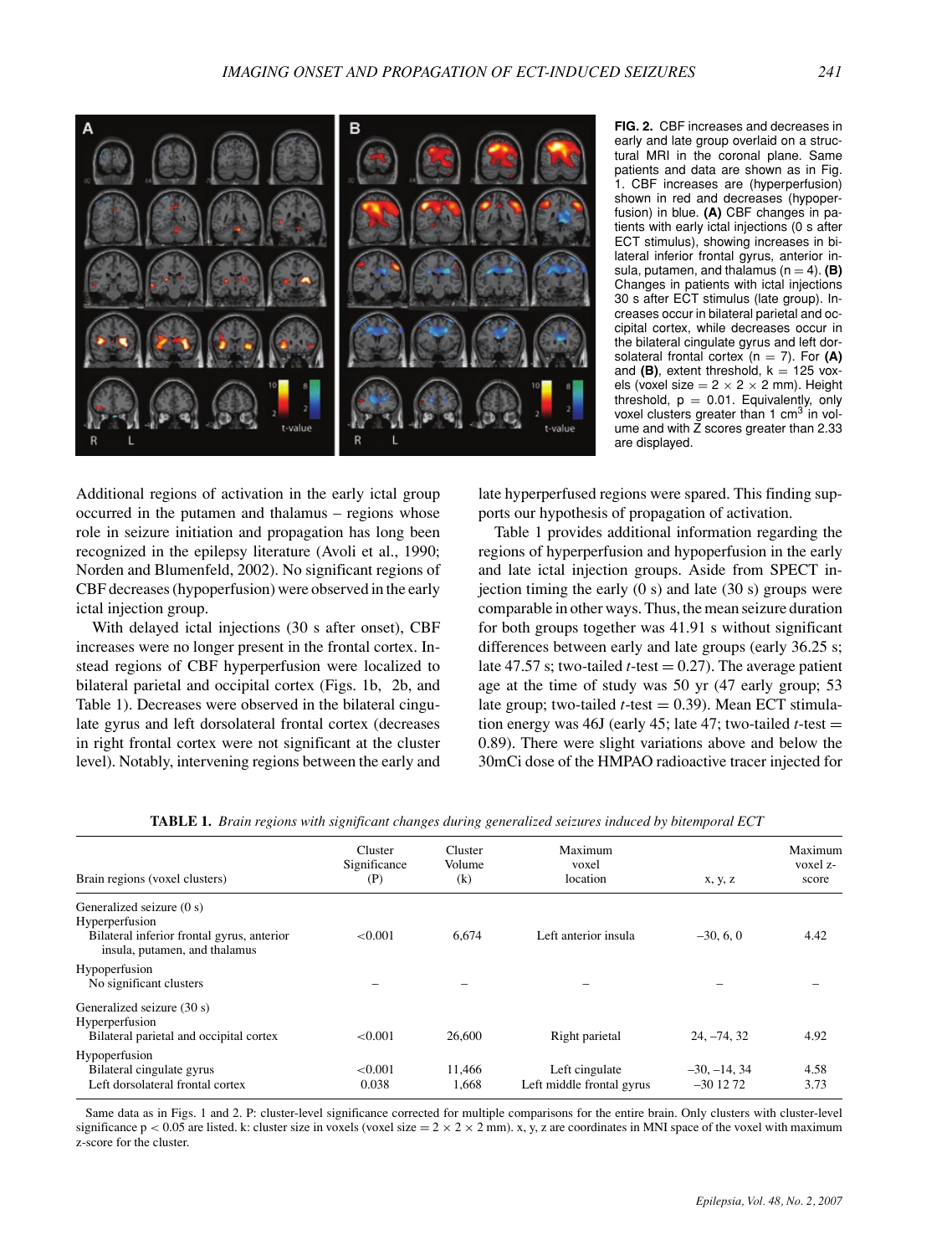**FIG. 2.** CBF increases and decreases in early and late group overlaid on a structural MRI in the coronal plane. Same patients and data are shown as in Fig. 1. CBF increases are (hyperperfusion) shown in red and decreases (hypoperfusion) in blue. **(A)** CBF changes in patients with early ictal injections (0 s after ECT stimulus), showing increases in bilateral inferior frontal gyrus, anterior insula, putamen, and thalamus (n = 4). **(B)** Changes in patients with ictal injections 30 s after ECT stimulus (late group). Increases occur in bilateral parietal and occipital cortex, while decreases occur in the bilateral cingulate gyrus and left dorsolateral frontal cortex (n = 7). For **(A)** and **(B)**, extent threshold, k = 125 voxels (voxel size = 2 × 2 × 2 mm). Height threshold, p = 0.01. Equivalently, only voxel clusters greater than 1 $cm^3$ in volume and with Z scores greater than 2.33 are displayed.

Additional regions of activation in the early ictal group occurred in the putamen and thalamus – regions whose role in seizure initiation and propagation has long been recognized in the epilepsy literature (Avoli et al., 1990; Norden and Blumenfeld, 2002). No significant regions of CBF decreases (hypoperfusion) were observed in the early ictal injection group.

With delayed ictal injections (30 s after onset), CBF increases were no longer present in the frontal cortex. Instead regions of CBF hyperperfusion were localized to bilateral parietal and occipital cortex (Figs. 1b, 2b, and Table 1). Decreases were observed in the bilateral cingulate gyrus and left dorsolateral frontal cortex (decreases in right frontal cortex were not significant at the cluster level). Notably, intervening regions between the early and late hyperperfused regions were spared. This finding supports our hypothesis of propagation of activation.

Table 1 provides additional information regarding the regions of hyperperfusion and hypoperfusion in the early and late injection groups. Aside from SPECT injection timing the early (0 s) and late (30 s) groups were comparable in other ways. Thus, the mean seizure duration for both groups together was 41.91 s without significant differences between early and late groups (early 36.25 s; late 47.57 s; two-tailed $t$-test = 0.27). The average patient age at the time of study was 50 yr (47 early group; 53 late group; two-tailed $t$-test = 0.39). Mean ECT stimulation energy was 46J (early 45; late 47; two-tailed $t$-test = 0.89). There were slight variations above and below the 30mCi dose of the HMPAO radioactive tracer injected for

**TABLE 1.** *Brain regions with significant changes during generalized seizures induced by bitemporal ECT*

| Brain regions (voxel clusters) | Cluster Significance (P) | Cluster Volume (k) | Maximum voxel location | x, y, z | Maximum voxel z-score |
|---|---|---|---|---|---|
| Generalized seizure (0 s) | | | | | |
| Hyperperfusion | | | | | |
| Bilateral inferior frontal gyrus, anterior insula, putamen, and thalamus | <0.001 | 6,674 | Left anterior insula | –30, 6, 0 | 4.42 |
| Hypoperfusion | | | | | |
| No significant clusters | – | – | – | – | – |
| Generalized seizure (30 s) | | | | | |
| Hyperperfusion | | | | | |
| Bilateral parietal and occipital cortex | <0.001 | 26,600 | Right parietal | 24, –74, 32 | 4.92 |
| Hypoperfusion | | | | | |
| Bilateral cingulate gyrus | <0.001 | 11,466 | Left cingulate | –30, –14, 34 | 4.58 |
| Left dorsolateral frontal cortex | 0.038 | 1,668 | Left middle frontal gyrus | –30 12 72 | 3.73 |

Same data as in Figs. 1 and 2. P: cluster-level significance corrected for multiple comparisons for the entire brain. Only clusters with cluster-level significance $p < 0.05$ are listed. k: cluster size in voxels (voxel size = 2 × 2 × 2 mm). x, y, z are coordinates in MNI space of the voxel with maximum z-score for the cluster.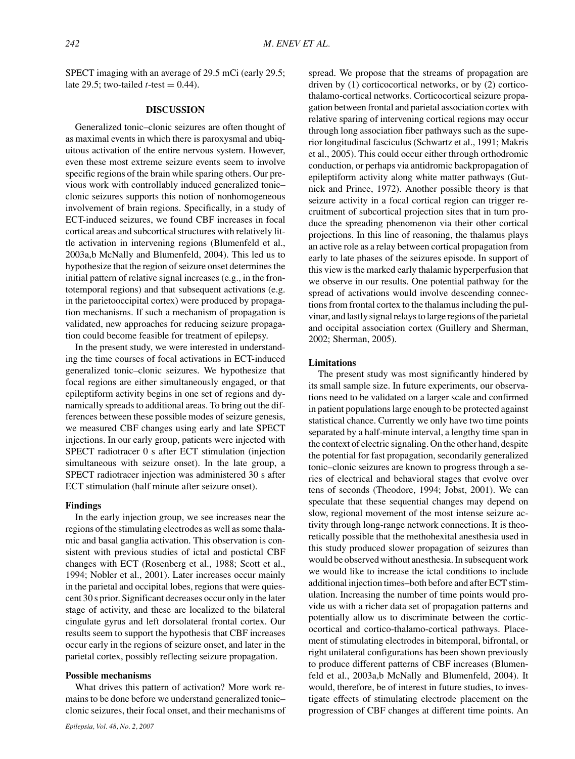SPECT imaging with an average of 29.5 mCi (early 29.5; late 29.5; two-tailed $t$-test = 0.44).

## DISCUSSION

Generalized tonic–clonic seizures are often thought of as maximal events in which there is paroxysmal and ubiquitous activation of the entire nervous system. However, even these most extreme seizure events seem to involve specific regions of the brain while sparing others. Our previous work with controllably induced generalized tonic–clonic seizures supports this notion of nonhomogeneous involvement of brain regions. Specifically, in a study of ECT-induced seizures, we found CBF increases in focal cortical areas and subcortical structures with relatively little activation in intervening regions (Blumenfeld et al., 2003a,b McNally and Blumenfeld, 2004). This led us to hypothesize that the region of seizure onset determines the initial pattern of relative signal increases (e.g., in the frontotemporal regions) and that subsequent activations (e.g. in the parietooccipital cortex) were produced by propagation mechanisms. If such a mechanism of propagation is validated, new approaches for reducing seizure propagation could become feasible for treatment of epilepsy.

In the present study, we were interested in understanding the time courses of focal activations in ECT-induced generalized tonic–clonic seizures. We hypothesize that focal regions are either simultaneously engaged, or that epileptiform activity begins in one set of regions and dynamically spreads to additional areas. To bring out the differences between these possible modes of seizure genesis, we measured CBF changes using early and late SPECT injections. In our early group, patients were injected with SPECT radiotracer 0 s after ECT stimulation (injection simultaneous with seizure onset). In the late group, a SPECT radiotracer injection was administered 30 s after ECT stimulation (half minute after seizure onset).

### Findings

In the early injection group, we see increases near the regions of the stimulating electrodes as well as some thalamic and basal ganglia activation. This observation is consistent with previous studies of ictal and postictal CBF changes with ECT (Rosenberg et al., 1988; Scott et al., 1994; Nobler et al., 2001). Later increases occur mainly in the parietal and occipital lobes, regions that were quiescent 30 s prior. Significant decreases occur only in the later stage of activity, and these are localized to the bilateral cingulate gyrus and left dorsolateral frontal cortex. Our results seem to support the hypothesis that CBF increases occur early in the regions of seizure onset, and later in the parietal cortex, possibly reflecting seizure propagation.

### Possible mechanisms

What drives this pattern of activation? More work remains to be done before we understand generalized tonic–clonic seizures, their focal onset, and their mechanisms of spread. We propose that the streams of propagation are driven by (1) corticocortical networks, or by (2) cortico-thalamo-cortical networks. Corticocortical seizure propagation between frontal and parietal association cortex with relative sparing of intervening cortical regions may occur through long association fiber pathways such as the superior longitudinal fasciculus (Schwartz et al., 1991; Makris et al., 2005). This could occur either through orthodromic conduction, or perhaps via antidromic backpropagation of epileptiform activity along white matter pathways (Gutnick and Prince, 1972). Another possible theory is that seizure activity in a focal cortical region can trigger recruitment of subcortical projection sites that in turn produce the spreading phenomenon via their other cortical projections. In this line of reasoning, the thalamus plays an active role as a relay between cortical propagation from early to late phases of the seizures episode. In support of this view is the marked early thalamic hyperperfusion that we observe in our results. One potential pathway for the spread of activations would involve descending connections from frontal cortex to the thalamus including the pulvinar, and lastly signal relays to large regions of the parietal and occipital association cortex (Guillery and Sherman, 2002; Sherman, 2005).

### Limitations

The present study was most significantly hindered by its small sample size. In future experiments, our observations need to be validated on a larger scale and confirmed in patient populations large enough to be protected against statistical chance. Currently we only have two time points separated by a half-minute interval, a lengthy time span in the context of electric signaling. On the other hand, despite the potential for fast propagation, secondarily generalized tonic–clonic seizures are known to progress through a series of electrical and behavioral stages that evolve over tens of seconds (Theodore, 1994; Jobst, 2001). We can speculate that these sequential changes may depend on slow, regional movement of the most intense seizure activity through long-range network connections. It is theoretically possible that the methohexital anesthesia used in this study produced slower propagation of seizures than would be observed without anesthesia. In subsequent work we would like to increase the ictal conditions to include additional injection times–both before and after ECT stimulation. Increasing the number of time points would provide us with a richer data set of propagation patterns and potentially allow us to discriminate between the corticocortical and cortico-thalamo-cortical pathways. Placement of stimulating electrodes in bitemporal, bifrontal, or right unilateral configurations has been shown previously to produce different patterns of CBF increases (Blumenfeld et al., 2003a,b McNally and Blumenfeld, 2004). It would, therefore, be of interest in future studies, to investigate effects of stimulating electrode placement on the progression of CBF changes at different time points. An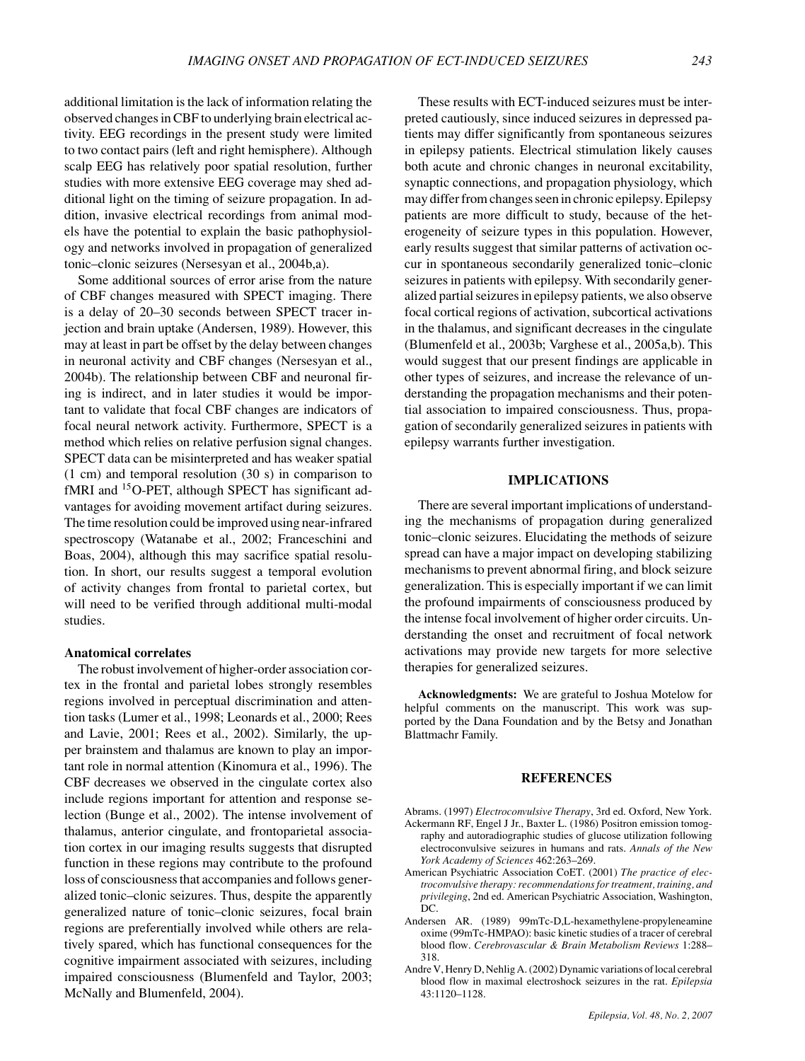additional limitation is the lack of information relating the observed changes in CBF to underlying brain electrical activity. EEG recordings in the present study were limited to two contact pairs (left and right hemisphere). Although scalp EEG has relatively poor spatial resolution, further studies with more extensive EEG coverage may shed additional light on the timing of seizure propagation. In addition, invasive electrical recordings from animal models have the potential to explain the basic pathophysiology and networks involved in propagation of generalized tonic–clonic seizures (Nersesyan et al., 2004b,a).

Some additional sources of error arise from the nature of CBF changes measured with SPECT imaging. There is a delay of 20–30 seconds between SPECT tracer injection and brain uptake (Andersen, 1989). However, this may at least in part be offset by the delay between changes in neuronal activity and CBF changes (Nersesyan et al., 2004b). The relationship between CBF and neuronal firing is indirect, and in later studies it would be important to validate that focal CBF changes are indicators of focal neural network activity. Furthermore, SPECT is a method which relies on relative perfusion signal changes. SPECT data can be misinterpreted and has weaker spatial (1 cm) and temporal resolution (30 s) in comparison to fMRI and $^{15}$O-PET, although SPECT has significant advantages for avoiding movement artifact during seizures. The time resolution could be improved using near-infrared spectroscopy (Watanabe et al., 2002; Franceschini and Boas, 2004), although this may sacrifice spatial resolution. In short, our results suggest a temporal evolution of activity changes from frontal to parietal cortex, but will need to be verified through additional multi-modal studies.

### Anatomical correlates

The robust involvement of higher-order association cortex in the frontal and parietal lobes strongly resembles regions involved in perceptual discrimination and attention tasks (Lumer et al., 1998; Leonards et al., 2000; Rees and Lavie, 2001; Rees et al., 2002). Similarly, the upper brainstem and thalamus are known to play an important role in normal attention (Kinomura et al., 1996). The CBF decreases we observed in the cingulate cortex also include regions important for attention and response selection (Bunge et al., 2002). The intense involvement of thalamus, anterior cingulate, and frontoparietal association cortex in our imaging results suggests that disrupted function in these regions may contribute to the profound loss of consciousness that accompanies and follows generalized tonic–clonic seizures. Thus, despite the apparently generalized nature of tonic–clonic seizures, focal brain regions are preferentially involved while others are relatively spared, which has functional consequences for the cognitive impairment associated with seizures, including impaired consciousness (Blumenfeld and Taylor, 2003; McNally and Blumenfeld, 2004).

These results with ECT-induced seizures must be interpreted cautiously, since induced seizures in depressed patients may differ significantly from spontaneous seizures in epilepsy patients. Electrical stimulation likely causes both acute and chronic changes in neuronal excitability, synaptic connections, and propagation physiology, which may differ from changes seen in chronic epilepsy. Epilepsy patients are more difficult to study, because of the heterogeneity of seizure types in this population. However, early results suggest that similar patterns of activation occur in spontaneous secondarily generalized tonic–clonic seizures in patients with epilepsy. With secondarily generalized partial seizures in epilepsy patients, we also observe focal cortical regions of activation, subcortical activations in the thalamus, and significant decreases in the cingulate (Blumenfeld et al., 2003b; Varghese et al., 2005a,b). This would suggest that our present findings are applicable in other types of seizures, and increase the relevance of understanding the propagation mechanisms and their potential association to impaired consciousness. Thus, propagation of secondarily generalized seizures in patients with epilepsy warrants further investigation.

## IMPLICATIONS

There are several important implications of understanding the mechanisms of propagation during generalized tonic–clonic seizures. Elucidating the methods of seizure spread can have a major impact on developing stabilizing mechanisms to prevent abnormal firing, and block seizure generalization. This is especially important if we can limit the profound impairments of consciousness produced by the intense focal involvement of higher order circuits. Understanding the onset and recruitment of focal network activations may provide new targets for more selective therapies for generalized seizures.

**Acknowledgments:** We are grateful to Joshua Motelow for helpful comments on the manuscript. This work was supported by the Dana Foundation and by the Betsy and Jonathan Blattmachr Family.

## REFERENCES

Abrams. (1997) *Electroconvulsive Therapy*, 3rd ed. Oxford, New York.

Ackermann RF, Engel J Jr., Baxter L. (1986) Positron emission tomography and autoradiographic studies of glucose utilization following electroconvulsive seizures in humans and rats. *Annals of the New York Academy of Sciences* 462:263–269.

American Psychiatric Association CoET. (2001) *The practice of electroconvulsive therapy: recommendations for treatment, training, and privileging*, 2nd ed. American Psychiatric Association, Washington, DC.

Andersen AR. (1989) 99mTc-D,L-hexamethylene-propyleneamine oxime (99mTc-HMPAO): basic kinetic studies of a tracer of cerebral blood flow. *Cerebrovascular & Brain Metabolism Reviews* 1:288–318.

Andre V, Henry D, Nehlig A. (2002) Dynamic variations of local cerebral blood flow in maximal electroshock seizures in the rat. *Epilepsia* 43:1120–1128.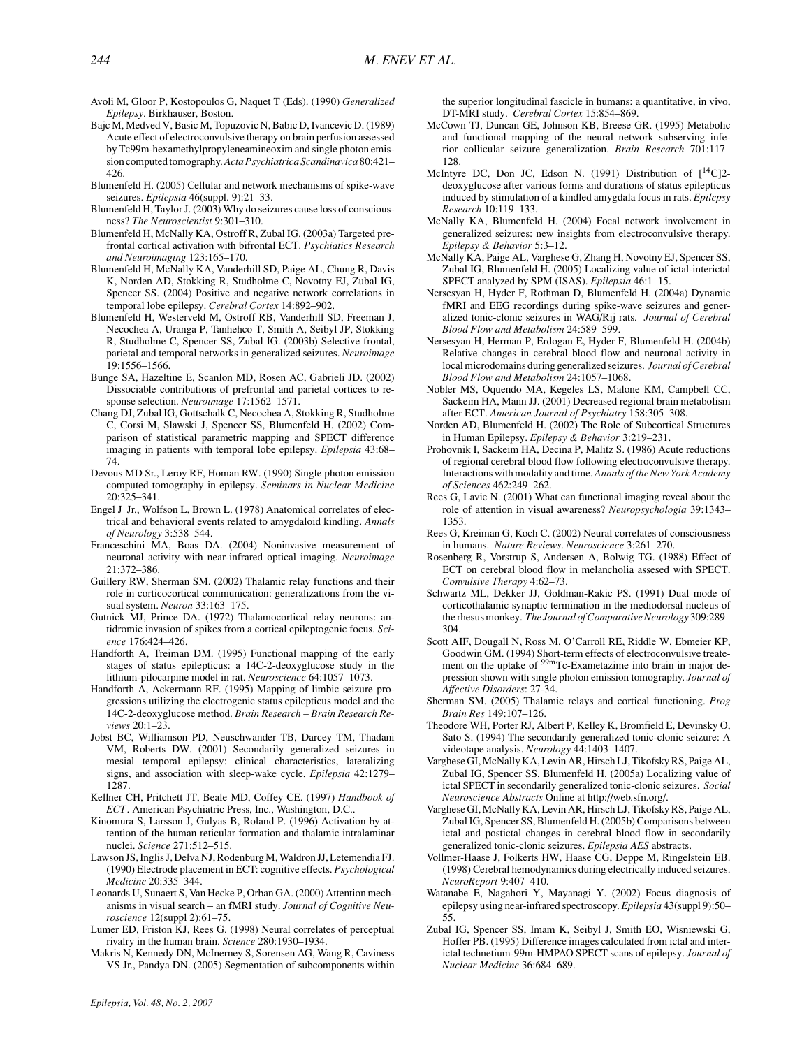Avoli M, Gloor P, Kostopoulos G, Naquet T (Eds). (1990) *Generalized Epilepsy*. Birkhauser, Boston.

Bajc M, Medved V, Basic M, Topuzovic N, Babic D, Ivancevic D. (1989) Acute effect of electroconvulsive therapy on brain perfusion assessed by Tc99m-hexamethylpropyleneamineoxim and single photon emission computed tomography. *Acta Psychiatrica Scandinavica* 80:421–426.

Blumenfeld H. (2005) Cellular and network mechanisms of spike-wave seizures. *Epilepsia* 46(suppl. 9):21–33.

Blumenfeld H, Taylor J. (2003) Why do seizures cause loss of consciousness? *The Neuroscientist* 9:301–310.

Blumenfeld H, McNally KA, Ostroff R, Zubal IG. (2003a) Targeted prefrontal cortical activation with bifrontal ECT. *Psychiatics Research and Neuroimaging* 123:165–170.

Blumenfeld H, McNally KA, Vanderhill SD, Paige AL, Chung R, Davis K, Norden AD, Stokking R, Studholme C, Novotny EJ, Zubal IG, Spencer SS. (2004) Positive and negative network correlations in temporal lobe epilepsy. *Cerebral Cortex* 14:892–902.

Blumenfeld H, Westerveld M, Ostroff RB, Vanderhill SD, Freeman J, Necochea A, Uranga P, Tanhehco T, Smith A, Seibyl JP, Stokking R, Studholme C, Spencer SS, Zubal IG. (2003b) Selective frontal, parietal and temporal networks in generalized seizures. *Neuroimage* 19:1556–1566.

Bunge SA, Hazeltine E, Scanlon MD, Rosen AC, Gabrieli JD. (2002) Dissociable contributions of prefrontal and parietal cortices to response selection. *Neuroimage* 17:1562–1571.

Chang DJ, Zubal IG, Gottschalk C, Necochea A, Stokking R, Studholme C, Corsi M, Slawski J, Spencer SS, Blumenfeld H. (2002) Comparison of statistical parametric mapping and SPECT difference imaging in patients with temporal lobe epilepsy. *Epilepsia* 43:68–74.

Devous MD Sr., Leroy RF, Homan RW. (1990) Single photon emission computed tomography in epilepsy. *Seminars in Nuclear Medicine* 20:325–341.

Engel J Jr., Wolfson L, Brown L. (1978) Anatomical correlates of electrical and behavioral events related to amygdaloid kindling. *Annals of Neurology* 3:538–544.

Franceschini MA, Boas DA. (2004) Noninvasive measurement of neuronal activity with near-infrared optical imaging. *Neuroimage* 21:372–386.

Guillery RW, Sherman SM. (2002) Thalamic relay functions and their role in corticocortical communication: generalizations from the visual system. *Neuron* 33:163–175.

Gutnick MJ, Prince DA. (1972) Thalamocortical relay neurons: antidromic invasion of spikes from a cortical epileptogenic focus. *Science* 176:424–426.

Handforth A, Treiman DM. (1995) Functional mapping of the early stages of status epilepticus: a 14C-2-deoxyglucose study in the lithium-pilocarpine model in rat. *Neuroscience* 64:1057–1073.

Handforth A, Ackermann RF. (1995) Mapping of limbic seizure progressions utilizing the electrogenic status epilepticus model and the 14C-2-deoxyglucose method. *Brain Research – Brain Research Reviews* 20:1–23.

Jobst BC, Williamson PD, Neuschwander TB, Darcey TM, Thadani VM, Roberts DW. (2001) Secondarily generalized seizures in mesial temporal epilepsy: clinical characteristics, lateralizing signs, and association with sleep-wake cycle. *Epilepsia* 42:1279–1287.

Kellner CH, Pritchett JT, Beale MD, Coffey CE. (1997) *Handbook of ECT*. American Psychiatric Press, Inc., Washington, D.C..

Kinomura S, Larsson J, Gulyas B, Roland P. (1996) Activation by attention of the human reticular formation and thalamic intralaminar nuclei. *Science* 271:512–515.

Lawson JS, Inglis J, Delva NJ, Rodenburg M, Waldron JJ, Letemendia FJ. (1990) Electrode placement in ECT: cognitive effects. *Psychological Medicine* 20:335–344.

Leonards U, Sunaert S, Van Hecke P, Orban GA. (2000) Attention mechanisms in visual search – an fMRI study. *Journal of Cognitive Neuroscience* 12(suppl 2):61–75.

Lumer ED, Friston KJ, Rees G. (1998) Neural correlates of perceptual rivalry in the human brain. *Science* 280:1930–1934.

Makris N, Kennedy DN, McInerney S, Sorensen AG, Wang R, Caviness VS Jr., Pandya DN. (2005) Segmentation of subcomponents within the superior longitudinal fascicle in humans: a quantitative, in vivo, DT-MRI study. *Cerebral Cortex* 15:854–869.

McCown TJ, Duncan GE, Johnson KB, Breese GR. (1995) Metabolic and functional mapping of the neural network subserving inferior collicular seizure generalization. *Brain Research* 701:117–128.

McIntyre DC, Don JC, Edson N. (1991) Distribution of [$^{14}$C]2-deoxyglucose after various forms and durations of status epilepticus induced by stimulation of a kindled amygdala focus in rats. *Epilepsy Research* 10:119–133.

McNally KA, Blumenfeld H. (2004) Focal network involvement in generalized seizures: new insights from electroconvulsive therapy. *Epilepsy & Behavior* 5:3–12.

McNally KA, Paige AL, Varghese G, Zhang H, Novotny EJ, Spencer SS, Zubal IG, Blumenfeld H. (2005) Localizing value of ictal-interictal SPECT analyzed by SPM (ISAS). *Epilepsia* 46:1–15.

Nersesyan H, Hyder F, Rothman D, Blumenfeld H. (2004a) Dynamic fMRI and EEG recordings during spike-wave seizures and generalized tonic-clonic seizures in WAG/Rij rats. *Journal of Cerebral Blood Flow and Metabolism* 24:589–599.

Nersesyan H, Herman P, Erdogan E, Hyder F, Blumenfeld H. (2004b) Relative changes in cerebral blood flow and neuronal activity in local microdomains during generalized seizures. *Journal of Cerebral Blood Flow and Metabolism* 24:1057–1068.

Nobler MS, Oquendo MA, Kegeles LS, Malone KM, Campbell CC, Sackeim HA, Mann JJ. (2001) Decreased regional brain metabolism after ECT. *American Journal of Psychiatry* 158:305–308.

Norden AD, Blumenfeld H. (2002) The Role of Subcortical Structures in Human Epilepsy. *Epilepsy & Behavior* 3:219–231.

Prohovnik I, Sackeim HA, Decina P, Malitz S. (1986) Acute reductions of regional cerebral blood flow following electroconvulsive therapy. Interactions with modality and time. *Annals of the New York Academy of Sciences* 462:249–262.

Rees G, Lavie N. (2001) What can functional imaging reveal about the role of attention in visual awareness? *Neuropsychologia* 39:1343–1353.

Rees G, Kreiman G, Koch C. (2002) Neural correlates of consciousness in humans. *Nature Reviews. Neuroscience* 3:261–270.

Rosenberg R, Vorstrup S, Andersen A, Bolwig TG. (1988) Effect of ECT on cerebral blood flow in melancholia assesed with SPECT. *Convulsive Therapy* 4:62–73.

Schwartz ML, Dekker JJ, Goldman-Rakic PS. (1991) Dual mode of corticothalamic synaptic termination in the mediodorsal nucleus of the rhesus monkey. *The Journal of Comparative Neurology* 309:289–304.

Scott AIF, Dougall N, Ross M, O'Carroll RE, Riddle W, Ebmeier KP, Goodwin GM. (1994) Short-term effects of electroconvulsive treatement on the uptake of $^{99m}$Tc-Exametazime into brain in major depression shown with single photon emission tomography. *Journal of Affective Disorders*: 27-34.

Sherman SM. (2005) Thalamic relays and cortical functioning. *Prog Brain Res* 149:107–126.

Theodore WH, Porter RJ, Albert P, Kelley K, Bromfield E, Devinsky O, Sato S. (1994) The secondarily generalized tonic-clonic seizure: A videotape analysis. *Neurology* 44:1403–1407.

Varghese GI, McNally KA, Levin AR, Hirsch LJ, Tikofsky RS, Paige AL, Zubal IG, Spencer SS, Blumenfeld H. (2005a) Localizing value of ictal SPECT in secondarily generalized tonic-clonic seizures. *Social Neuroscience Abstracts* Online at http://web.sfn.org/.

Varghese GI, McNally KA, Levin AR, Hirsch LJ, Tikofsky RS, Paige AL, Zubal IG, Spencer SS, Blumenfeld H. (2005b) Comparisons between ictal and postictal changes in cerebral blood flow in secondarily generalized tonic-clonic seizures. *Epilepsia AES* abstracts.

Vollmer-Haase J, Folkerts HW, Haase CG, Deppe M, Ringelstein EB. (1998) Cerebral hemodynamics during electrically induced seizures. *NeuroReport* 9:407–410.

Watanabe E, Nagahori Y, Mayanagi Y. (2002) Focus diagnosis of epilepsy using near-infrared spectroscopy. *Epilepsia* 43(suppl 9):50–55.

Zubal IG, Spencer SS, Imam K, Seibyl J, Smith EO, Wisniewski G, Hoffer PB. (1995) Difference images calculated from ictal and interictal technetium-99m-HMPAO SPECT scans of epilepsy. *Journal of Nuclear Medicine* 36:684–689.